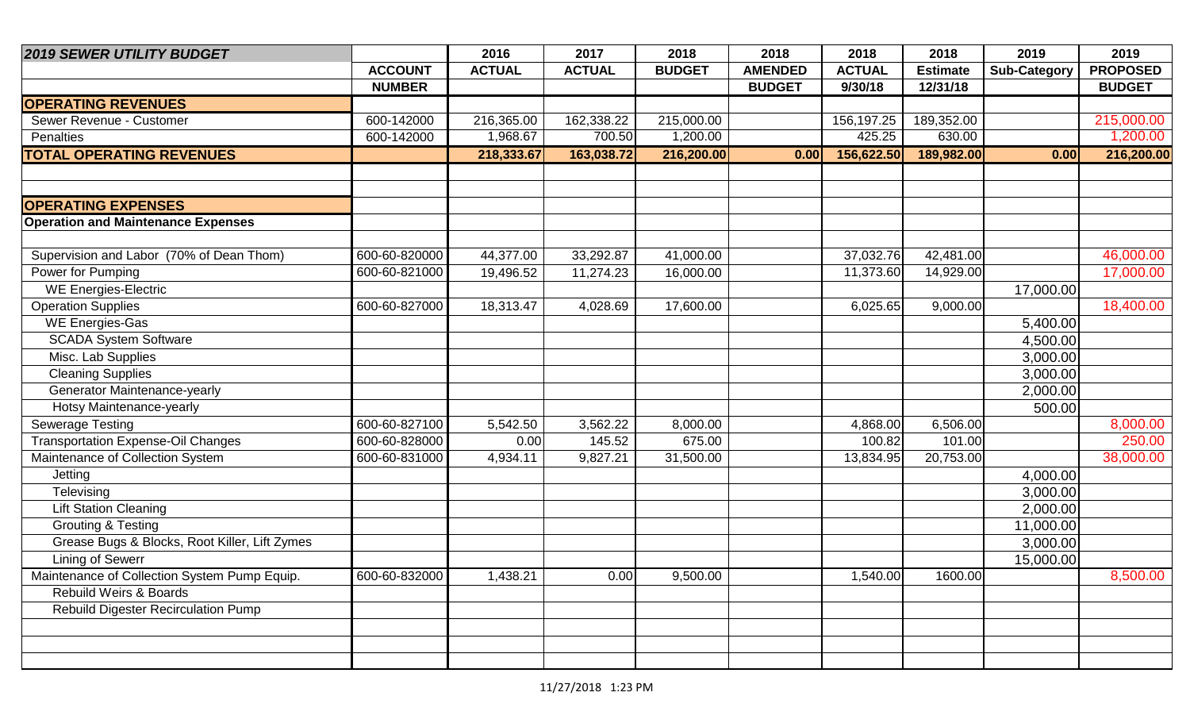| 2019 SEWER UTILITY BUDGET | ACCOUNT NUMBER | 2016 ACTUAL | 2017 ACTUAL | 2018 BUDGET | 2018 AMENDED BUDGET | 2018 ACTUAL 9/30/18 | 2018 Estimate 12/31/18 | 2019 Sub-Category | 2019 PROPOSED BUDGET |
|---|---|---|---|---|---|---|---|---|---|
| **OPERATING REVENUES** | | | | | | | | | |
| Sewer Revenue - Customer | 600-142000 | 216,365.00 | 162,338.22 | 215,000.00 | | 156,197.25 | 189,352.00 | | 215,000.00 |
| Penalties | 600-142000 | 1,968.67 | 700.50 | 1,200.00 | | 425.25 | 630.00 | | 1,200.00 |
| **TOTAL OPERATING REVENUES** | | **218,333.67** | **163,038.72** | **216,200.00** | **0.00** | **156,622.50** | **189,982.00** | **0.00** | **216,200.00** |
| | | | | | | | | | |
| | | | | | | | | | |
| **OPERATING EXPENSES** | | | | | | | | | |
| **Operation and Maintenance Expenses** | | | | | | | | | |
| | | | | | | | | | |
| Supervision and Labor (70% of Dean Thom) | 600-60-820000 | 44,377.00 | 33,292.87 | 41,000.00 | | 37,032.76 | 42,481.00 | | 46,000.00 |
| Power for Pumping | 600-60-821000 | 19,496.52 | 11,274.23 | 16,000.00 | | 11,373.60 | 14,929.00 | | 17,000.00 |
| WE Energies-Electric | | | | | | | | 17,000.00 | |
| Operation Supplies | 600-60-827000 | 18,313.47 | 4,028.69 | 17,600.00 | | 6,025.65 | 9,000.00 | | 18,400.00 |
| WE Energies-Gas | | | | | | | | 5,400.00 | |
| SCADA System Software | | | | | | | | 4,500.00 | |
| Misc. Lab Supplies | | | | | | | | 3,000.00 | |
| Cleaning Supplies | | | | | | | | 3,000.00 | |
| Generator Maintenance-yearly | | | | | | | | 2,000.00 | |
| Hotsy Maintenance-yearly | | | | | | | | 500.00 | |
| Sewerage Testing | 600-60-827100 | 5,542.50 | 3,562.22 | 8,000.00 | | 4,868.00 | 6,506.00 | | 8,000.00 |
| Transportation Expense-Oil Changes | 600-60-828000 | 0.00 | 145.52 | 675.00 | | 100.82 | 101.00 | | 250.00 |
| Maintenance of Collection System | 600-60-831000 | 4,934.11 | 9,827.21 | 31,500.00 | | 13,834.95 | 20,753.00 | | 38,000.00 |
| Jetting | | | | | | | | 4,000.00 | |
| Televising | | | | | | | | 3,000.00 | |
| Lift Station Cleaning | | | | | | | | 2,000.00 | |
| Grouting & Testing | | | | | | | | 11,000.00 | |
| Grease Bugs & Blocks, Root Killer, Lift Zymes | | | | | | | | 3,000.00 | |
| Lining of Sewerr | | | | | | | | 15,000.00 | |
| Maintenance of Collection System Pump Equip. | 600-60-832000 | 1,438.21 | 0.00 | 9,500.00 | | 1,540.00 | 1600.00 | | 8,500.00 |
| Rebuild Weirs & Boards | | | | | | | | | |
| Rebuild Digester Recirculation Pump | | | | | | | | | |
| | | | | | | | | | |
| | | | | | | | | | |
| | | | | | | | | | |

11/27/2018 1:23 PM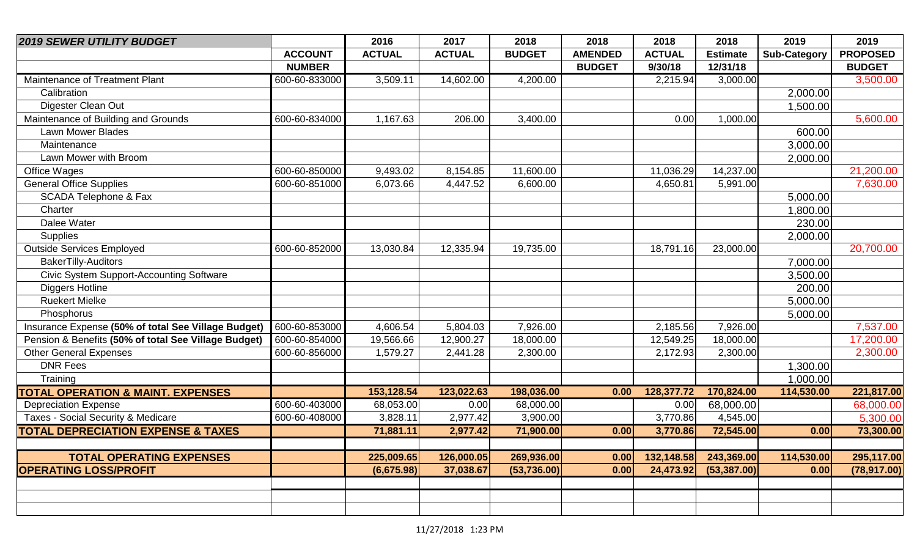| 2019 SEWER UTILITY BUDGET | ACCOUNT NUMBER | 2016 ACTUAL | 2017 ACTUAL | 2018 BUDGET | 2018 AMENDED BUDGET | 2018 ACTUAL 9/30/18 | 2018 Estimate 12/31/18 | 2019 Sub-Category | 2019 PROPOSED BUDGET |
|---|---|---|---|---|---|---|---|---|---|
| Maintenance of Treatment Plant | 600-60-833000 | 3,509.11 | 14,602.00 | 4,200.00 | | 2,215.94 | 3,000.00 | | 3,500.00 |
| Calibration | | | | | | | | 2,000.00 | |
| Digester Clean Out | | | | | | | | 1,500.00 | |
| Maintenance of Building and Grounds | 600-60-834000 | 1,167.63 | 206.00 | 3,400.00 | | 0.00 | 1,000.00 | | 5,600.00 |
| Lawn Mower Blades | | | | | | | | 600.00 | |
| Maintenance | | | | | | | | 3,000.00 | |
| Lawn Mower with Broom | | | | | | | | 2,000.00 | |
| Office Wages | 600-60-850000 | 9,493.02 | 8,154.85 | 11,600.00 | | 11,036.29 | 14,237.00 | | 21,200.00 |
| General Office Supplies | 600-60-851000 | 6,073.66 | 4,447.52 | 6,600.00 | | 4,650.81 | 5,991.00 | | 7,630.00 |
| SCADA Telephone & Fax | | | | | | | | 5,000.00 | |
| Charter | | | | | | | | 1,800.00 | |
| Dalee Water | | | | | | | | 230.00 | |
| Supplies | | | | | | | | 2,000.00 | |
| Outside Services Employed | 600-60-852000 | 13,030.84 | 12,335.94 | 19,735.00 | | 18,791.16 | 23,000.00 | | 20,700.00 |
| BakerTilly-Auditors | | | | | | | | 7,000.00 | |
| Civic System Support-Accounting Software | | | | | | | | 3,500.00 | |
| Diggers Hotline | | | | | | | | 200.00 | |
| Ruekert Mielke | | | | | | | | 5,000.00 | |
| Phosphorus | | | | | | | | 5,000.00 | |
| Insurance Expense **(50% of total See Village Budget)** | 600-60-853000 | 4,606.54 | 5,804.03 | 7,926.00 | | 2,185.56 | 7,926.00 | | 7,537.00 |
| Pension & Benefits **(50% of total See Village Budget)** | 600-60-854000 | 19,566.66 | 12,900.27 | 18,000.00 | | 12,549.25 | 18,000.00 | | 17,200.00 |
| Other General Expenses | 600-60-856000 | 1,579.27 | 2,441.28 | 2,300.00 | | 2,172.93 | 2,300.00 | | 2,300.00 |
| DNR Fees | | | | | | | | 1,300.00 | |
| Training | | | | | | | | 1,000.00 | |
| **TOTAL OPERATION & MAINT. EXPENSES** | | **153,128.54** | **123,022.63** | **198,036.00** | **0.00** | **128,377.72** | **170,824.00** | **114,530.00** | **221,817.00** |
| Depreciation Expense | 600-60-403000 | 68,053.00 | 0.00 | 68,000.00 | | 0.00 | 68,000.00 | | 68,000.00 |
| Taxes - Social Security & Medicare | 600-60-408000 | 3,828.11 | 2,977.42 | 3,900.00 | | 3,770.86 | 4,545.00 | | 5,300.00 |
| **TOTAL DEPRECIATION EXPENSE & TAXES** | | **71,881.11** | **2,977.42** | **71,900.00** | **0.00** | **3,770.86** | **72,545.00** | **0.00** | **73,300.00** |
| | | | | | | | | | |
| **TOTAL OPERATING EXPENSES** | | **225,009.65** | **126,000.05** | **269,936.00** | **0.00** | **132,148.58** | **243,369.00** | **114,530.00** | **295,117.00** |
| **OPERATING LOSS/PROFIT** | | **(6,675.98)** | **37,038.67** | **(53,736.00)** | **0.00** | **24,473.92** | **(53,387.00)** | **0.00** | **(78,917.00)** |

11/27/2018 1:23 PM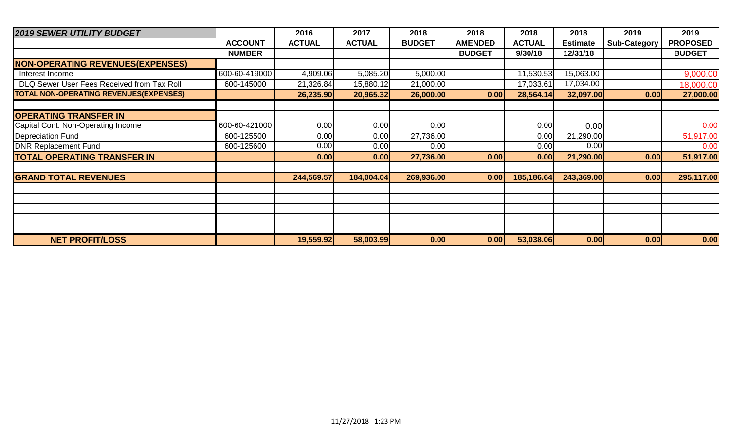| 2019 SEWER UTILITY BUDGET | ACCOUNT NUMBER | 2016 ACTUAL | 2017 ACTUAL | 2018 BUDGET | 2018 AMENDED BUDGET | 2018 ACTUAL 9/30/18 | 2018 Estimate 12/31/18 | 2019 Sub-Category | 2019 PROPOSED BUDGET |
|---|---|---|---|---|---|---|---|---|---|
| **NON-OPERATING REVENUES(EXPENSES)** | | | | | | | | | |
| Interest Income | 600-60-419000 | 4,909.06 | 5,085.20 | 5,000.00 | | 11,530.53 | 15,063.00 | | 9,000.00 |
| DLQ Sewer User Fees Received from Tax Roll | 600-145000 | 21,326.84 | 15,880.12 | 21,000.00 | | 17,033.61 | 17,034.00 | | 18,000.00 |
| **TOTAL NON-OPERATING REVENUES(EXPENSES)** | | **26,235.90** | **20,965.32** | **26,000.00** | **0.00** | **28,564.14** | **32,097.00** | **0.00** | **27,000.00** |
| | | | | | | | | | |
| **OPERATING TRANSFER IN** | | | | | | | | | |
| Capital Cont. Non-Operating Income | 600-60-421000 | 0.00 | 0.00 | 0.00 | | 0.00 | 0.00 | | 0.00 |
| Depreciation Fund | 600-125500 | 0.00 | 0.00 | 27,736.00 | | 0.00 | 21,290.00 | | 51,917.00 |
| DNR Replacement Fund | 600-125600 | 0.00 | 0.00 | 0.00 | | 0.00 | 0.00 | | 0.00 |
| **TOTAL OPERATING TRANSFER IN** | | **0.00** | **0.00** | **27,736.00** | **0.00** | **0.00** | **21,290.00** | **0.00** | **51,917.00** |
| | | | | | | | | | |
| **GRAND TOTAL REVENUES** | | **244,569.57** | **184,004.04** | **269,936.00** | **0.00** | **185,186.64** | **243,369.00** | **0.00** | **295,117.00** |
| | | | | | | | | | |
| **NET PROFIT/LOSS** | | **19,559.92** | **58,003.99** | **0.00** | **0.00** | **53,038.06** | **0.00** | **0.00** | **0.00** |

11/27/2018 1:23 PM